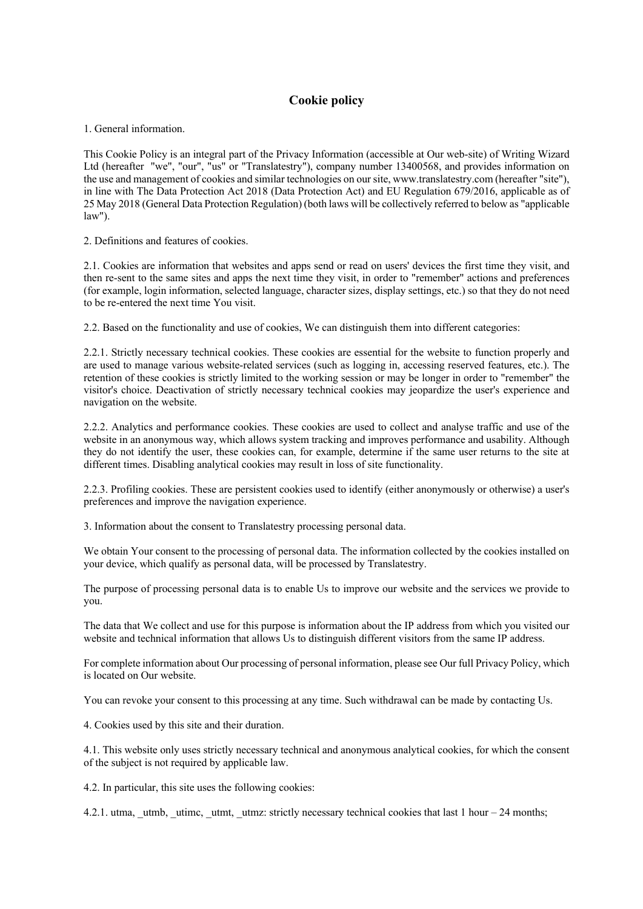# Cookie policy

1. General information.

This Cookie Policy is an integral part of the Privacy Information (accessible at Our web-site) of Writing Wizard Ltd (hereafter "we", "our", "us" or "Translatestry"), company number 13400568, and provides information on the use and management of cookies and similar technologies on our site, www.translatestry.com (hereafter "site"), in line with The Data Protection Act 2018 (Data Protection Act) and EU Regulation 679/2016, applicable as of 25 May 2018 (General Data Protection Regulation) (both laws will be collectively referred to below as "applicable law").

2. Definitions and features of cookies.

2.1. Cookies are information that websites and apps send or read on users' devices the first time they visit, and then re-sent to the same sites and apps the next time they visit, in order to "remember" actions and preferences (for example, login information, selected language, character sizes, display settings, etc.) so that they do not need to be re-entered the next time You visit.

2.2. Based on the functionality and use of cookies, We can distinguish them into different categories:

2.2.1. Strictly necessary technical cookies. These cookies are essential for the website to function properly and are used to manage various website-related services (such as logging in, accessing reserved features, etc.). The retention of these cookies is strictly limited to the working session or may be longer in order to "remember" the visitor's choice. Deactivation of strictly necessary technical cookies may jeopardize the user's experience and navigation on the website.

2.2.2. Analytics and performance cookies. These cookies are used to collect and analyse traffic and use of the website in an anonymous way, which allows system tracking and improves performance and usability. Although they do not identify the user, these cookies can, for example, determine if the same user returns to the site at different times. Disabling analytical cookies may result in loss of site functionality.

2.2.3. Profiling cookies. These are persistent cookies used to identify (either anonymously or otherwise) a user's preferences and improve the navigation experience.

3. Information about the consent to Translatestry processing personal data.

We obtain Your consent to the processing of personal data. The information collected by the cookies installed on your device, which qualify as personal data, will be processed by Translatestry.

The purpose of processing personal data is to enable Us to improve our website and the services we provide to you.

The data that We collect and use for this purpose is information about the IP address from which you visited our website and technical information that allows Us to distinguish different visitors from the same IP address.

For complete information about Our processing of personal information, please see Our full Privacy Policy, which is located on Our website.

You can revoke your consent to this processing at any time. Such withdrawal can be made by contacting Us.

4. Cookies used by this site and their duration.

4.1. This website only uses strictly necessary technical and anonymous analytical cookies, for which the consent of the subject is not required by applicable law.

4.2. In particular, this site uses the following cookies:

4.2.1. utma, _utmb, _utimc, _utmt, _utmz: strictly necessary technical cookies that last 1 hour – 24 months;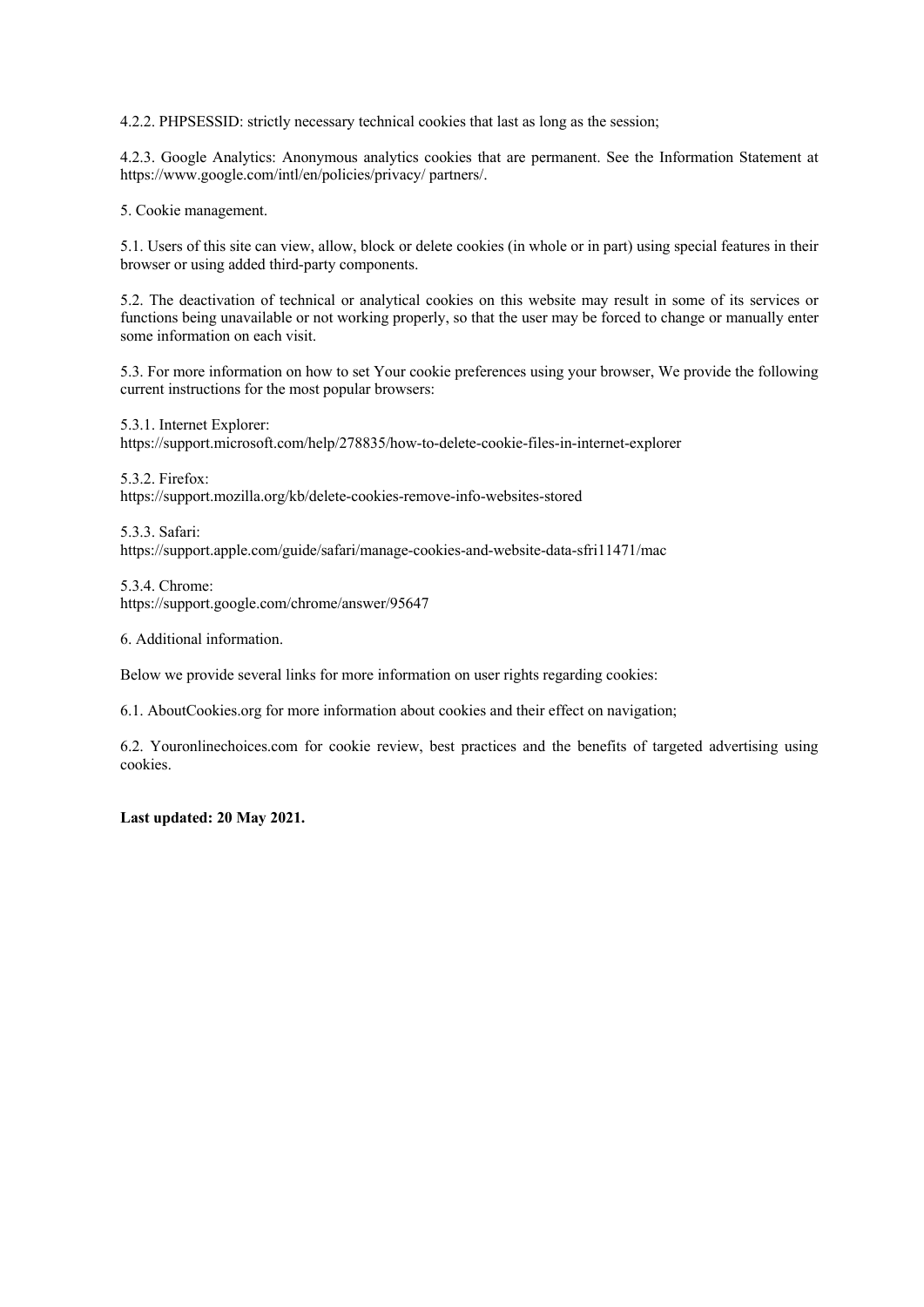4.2.2. PHPSESSID: strictly necessary technical cookies that last as long as the session;

4.2.3. Google Analytics: Anonymous analytics cookies that are permanent. See the Information Statement at https://www.google.com/intl/en/policies/privacy/ partners/.

5. Cookie management.

5.1. Users of this site can view, allow, block or delete cookies (in whole or in part) using special features in their browser or using added third-party components.

5.2. The deactivation of technical or analytical cookies on this website may result in some of its services or functions being unavailable or not working properly, so that the user may be forced to change or manually enter some information on each visit.

5.3. For more information on how to set Your cookie preferences using your browser, We provide the following current instructions for the most popular browsers:

5.3.1. Internet Explorer:
https://support.microsoft.com/help/278835/how-to-delete-cookie-files-in-internet-explorer

5.3.2. Firefox:
https://support.mozilla.org/kb/delete-cookies-remove-info-websites-stored

5.3.3. Safari:
https://support.apple.com/guide/safari/manage-cookies-and-website-data-sfri11471/mac

5.3.4. Chrome:
https://support.google.com/chrome/answer/95647

6. Additional information.

Below we provide several links for more information on user rights regarding cookies:

6.1. AboutCookies.org for more information about cookies and their effect on navigation;

6.2. Youronlinechoices.com for cookie review, best practices and the benefits of targeted advertising using cookies.

**Last updated: 20 May 2021.**